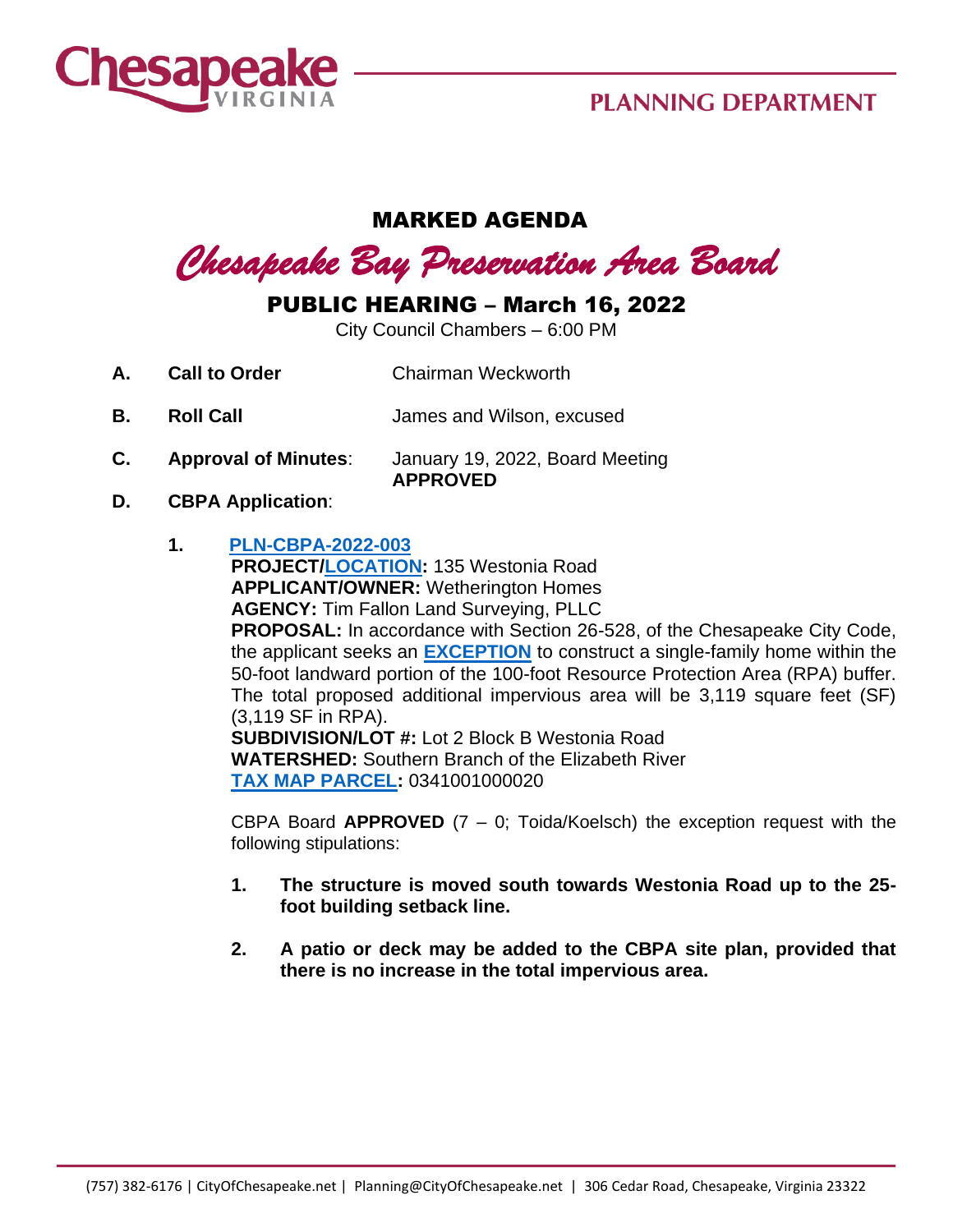PLANNING DEPARTMENT

# MARKED AGENDA

## *Chesapeake Bay Preservation Area Board*

## PUBLIC HEARING – March 16, 2022

City Council Chambers – 6:00 PM

**A. Call to Order** Chairman Weckworth

**B. Roll Call** James and Wilson, excused

**C. Approval of Minutes**: January 19, 2022, Board Meeting **APPROVED**

**D. CBPA Application**:

**1. PLN-CBPA-2022-003**

**PROJECT/LOCATION:** 135 Westonia Road
**APPLICANT/OWNER:** Wetherington Homes
**AGENCY:** Tim Fallon Land Surveying, PLLC
**PROPOSAL:** In accordance with Section 26-528, of the Chesapeake City Code, the applicant seeks an **EXCEPTION** to construct a single-family home within the 50-foot landward portion of the 100-foot Resource Protection Area (RPA) buffer. The total proposed additional impervious area will be 3,119 square feet (SF) (3,119 SF in RPA).
**SUBDIVISION/LOT #:** Lot 2 Block B Westonia Road
**WATERSHED:** Southern Branch of the Elizabeth River
**TAX MAP PARCEL:** 0341001000020

CBPA Board **APPROVED** (7 – 0; Toida/Koelsch) the exception request with the following stipulations:

1. **The structure is moved south towards Westonia Road up to the 25-foot building setback line.**

2. **A patio or deck may be added to the CBPA site plan, provided that there is no increase in the total impervious area.**

(757) 382-6176 | CityOfChesapeake.net | Planning@CityOfChesapeake.net | 306 Cedar Road, Chesapeake, Virginia 23322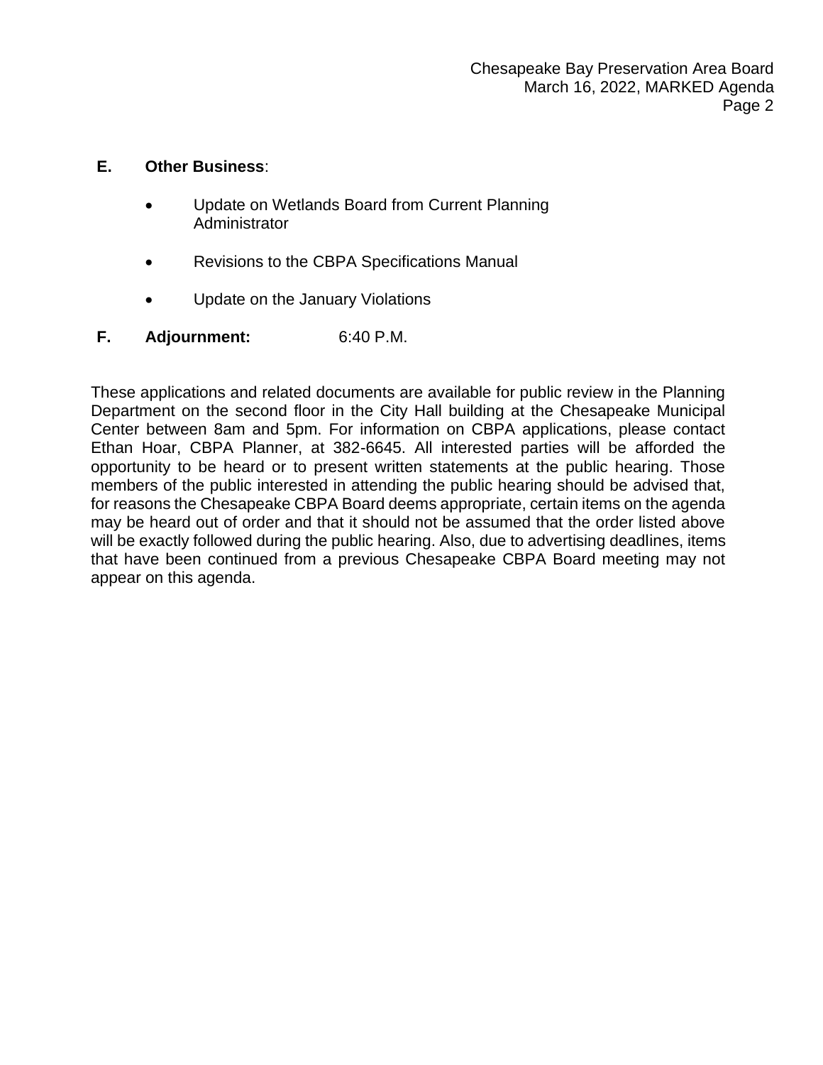**E. Other Business**:

- Update on Wetlands Board from Current Planning Administrator
- Revisions to the CBPA Specifications Manual
- Update on the January Violations

**F. Adjournment:** 6:40 P.M.

These applications and related documents are available for public review in the Planning Department on the second floor in the City Hall building at the Chesapeake Municipal Center between 8am and 5pm. For information on CBPA applications, please contact Ethan Hoar, CBPA Planner, at 382-6645. All interested parties will be afforded the opportunity to be heard or to present written statements at the public hearing. Those members of the public interested in attending the public hearing should be advised that, for reasons the Chesapeake CBPA Board deems appropriate, certain items on the agenda may be heard out of order and that it should not be assumed that the order listed above will be exactly followed during the public hearing. Also, due to advertising deadlines, items that have been continued from a previous Chesapeake CBPA Board meeting may not appear on this agenda.